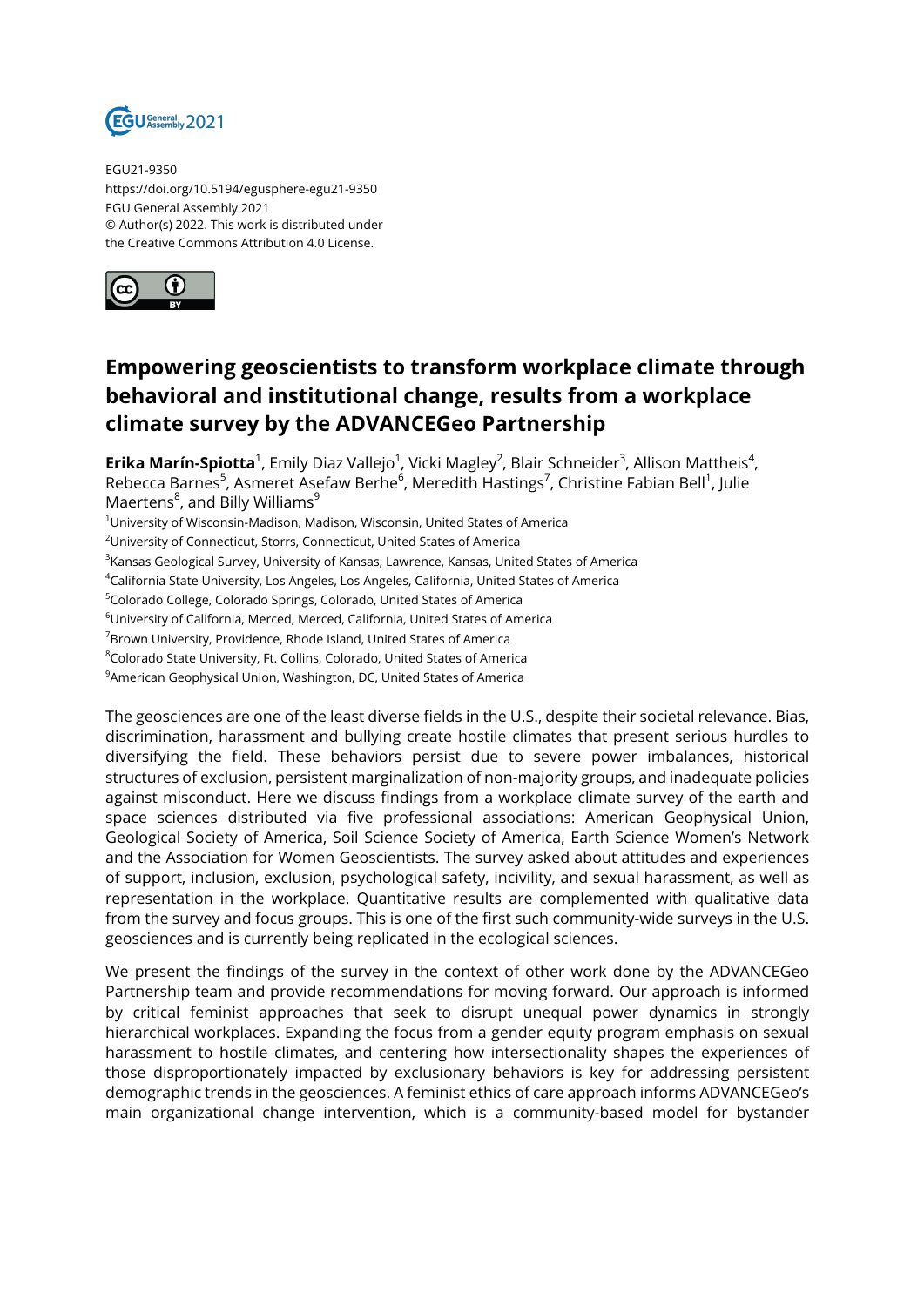EGU21-9350
https://doi.org/10.5194/egusphere-egu21-9350
EGU General Assembly 2021
© Author(s) 2022. This work is distributed under
the Creative Commons Attribution 4.0 License.

# Empowering geoscientists to transform workplace climate through behavioral and institutional change, results from a workplace climate survey by the ADVANCEGeo Partnership

**Erika Marín-Spiotta**[1], Emily Diaz Vallejo[1], Vicki Magley[2], Blair Schneider[3], Allison Mattheis[4], Rebecca Barnes[5], Asmeret Asefaw Berhe[6], Meredith Hastings[7], Christine Fabian Bell[1], Julie Maertens[8], and Billy Williams[9]

[1]University of Wisconsin-Madison, Madison, Wisconsin, United States of America
[2]University of Connecticut, Storrs, Connecticut, United States of America
[3]Kansas Geological Survey, University of Kansas, Lawrence, Kansas, United States of America
[4]California State University, Los Angeles, Los Angeles, California, United States of America
[5]Colorado College, Colorado Springs, Colorado, United States of America
[6]University of California, Merced, Merced, California, United States of America
[7]Brown University, Providence, Rhode Island, United States of America
[8]Colorado State University, Ft. Collins, Colorado, United States of America
[9]American Geophysical Union, Washington, DC, United States of America

The geosciences are one of the least diverse fields in the U.S., despite their societal relevance. Bias, discrimination, harassment and bullying create hostile climates that present serious hurdles to diversifying the field. These behaviors persist due to severe power imbalances, historical structures of exclusion, persistent marginalization of non-majority groups, and inadequate policies against misconduct. Here we discuss findings from a workplace climate survey of the earth and space sciences distributed via five professional associations: American Geophysical Union, Geological Society of America, Soil Science Society of America, Earth Science Women's Network and the Association for Women Geoscientists. The survey asked about attitudes and experiences of support, inclusion, exclusion, psychological safety, incivility, and sexual harassment, as well as representation in the workplace. Quantitative results are complemented with qualitative data from the survey and focus groups. This is one of the first such community-wide surveys in the U.S. geosciences and is currently being replicated in the ecological sciences.

We present the findings of the survey in the context of other work done by the ADVANCEGeo Partnership team and provide recommendations for moving forward. Our approach is informed by critical feminist approaches that seek to disrupt unequal power dynamics in strongly hierarchical workplaces. Expanding the focus from a gender equity program emphasis on sexual harassment to hostile climates, and centering how intersectionality shapes the experiences of those disproportionately impacted by exclusionary behaviors is key for addressing persistent demographic trends in the geosciences. A feminist ethics of care approach informs ADVANCEGeo's main organizational change intervention, which is a community-based model for bystander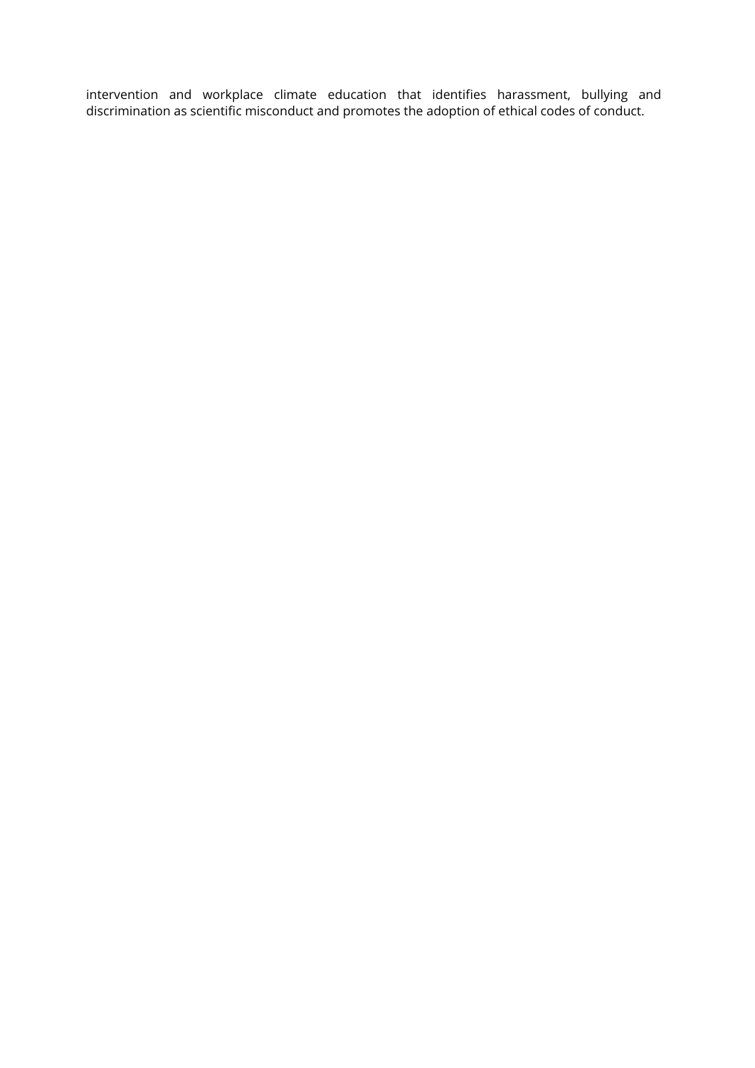intervention and workplace climate education that identifies harassment, bullying and discrimination as scientific misconduct and promotes the adoption of ethical codes of conduct.